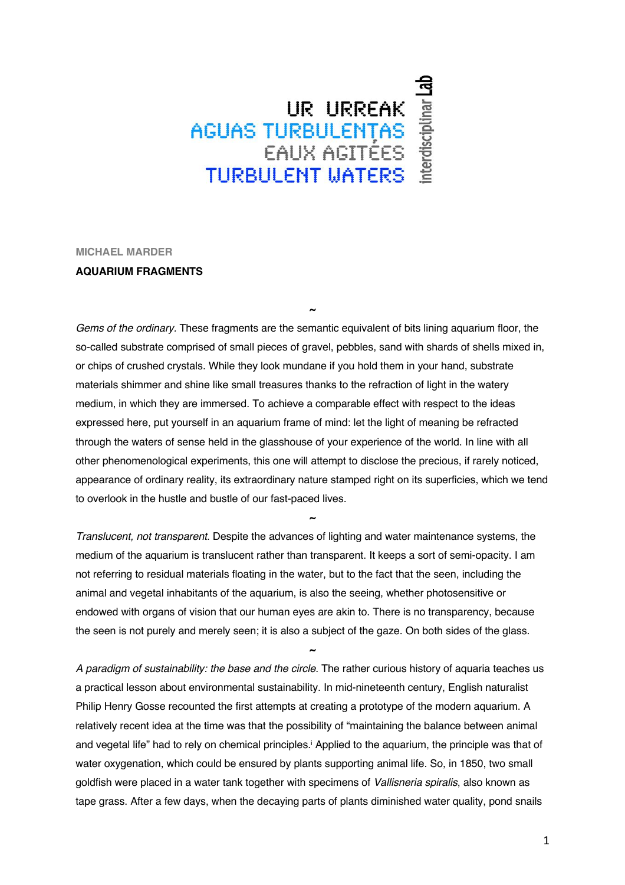UR URREAK
AGUAS TURBULENTAS
EAUX AGITÉES
TURBULENT WATERS
interdisciplinar Lab

**MICHAEL MARDER**

**AQUARIUM FRAGMENTS**

~

*Gems of the ordinary.* These fragments are the semantic equivalent of bits lining aquarium floor, the so-called substrate comprised of small pieces of gravel, pebbles, sand with shards of shells mixed in, or chips of crushed crystals. While they look mundane if you hold them in your hand, substrate materials shimmer and shine like small treasures thanks to the refraction of light in the watery medium, in which they are immersed. To achieve a comparable effect with respect to the ideas expressed here, put yourself in an aquarium frame of mind: let the light of meaning be refracted through the waters of sense held in the glasshouse of your experience of the world. In line with all other phenomenological experiments, this one will attempt to disclose the precious, if rarely noticed, appearance of ordinary reality, its extraordinary nature stamped right on its superficies, which we tend to overlook in the hustle and bustle of our fast-paced lives.

~

*Translucent, not transparent*. Despite the advances of lighting and water maintenance systems, the medium of the aquarium is translucent rather than transparent. It keeps a sort of semi-opacity. I am not referring to residual materials floating in the water, but to the fact that the seen, including the animal and vegetal inhabitants of the aquarium, is also the seeing, whether photosensitive or endowed with organs of vision that our human eyes are akin to. There is no transparency, because the seen is not purely and merely seen; it is also a subject of the gaze. On both sides of the glass.

~

*A paradigm of sustainability: the base and the circle*. The rather curious history of aquaria teaches us a practical lesson about environmental sustainability. In mid-nineteenth century, English naturalist Philip Henry Gosse recounted the first attempts at creating a prototype of the modern aquarium. A relatively recent idea at the time was that the possibility of "maintaining the balance between animal and vegetal life" had to rely on chemical principles.[i] Applied to the aquarium, the principle was that of water oxygenation, which could be ensured by plants supporting animal life. So, in 1850, two small goldfish were placed in a water tank together with specimens of *Vallisneria spiralis*, also known as tape grass. After a few days, when the decaying parts of plants diminished water quality, pond snails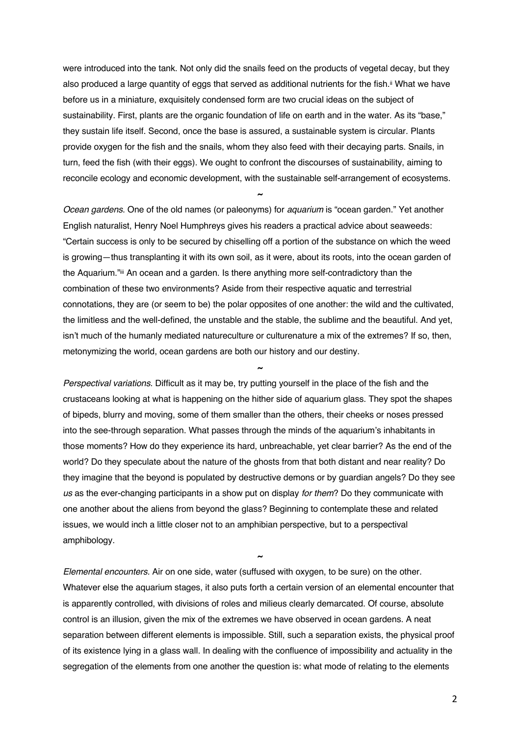were introduced into the tank. Not only did the snails feed on the products of vegetal decay, but they also produced a large quantity of eggs that served as additional nutrients for the fish.[ii] What we have before us in a miniature, exquisitely condensed form are two crucial ideas on the subject of sustainability. First, plants are the organic foundation of life on earth and in the water. As its "base," they sustain life itself. Second, once the base is assured, a sustainable system is circular. Plants provide oxygen for the fish and the snails, whom they also feed with their decaying parts. Snails, in turn, feed the fish (with their eggs). We ought to confront the discourses of sustainability, aiming to reconcile ecology and economic development, with the sustainable self-arrangement of ecosystems.

~

*Ocean gardens.* One of the old names (or paleonyms) for *aquarium* is "ocean garden." Yet another English naturalist, Henry Noel Humphreys gives his readers a practical advice about seaweeds: "Certain success is only to be secured by chiselling off a portion of the substance on which the weed is growing—thus transplanting it with its own soil, as it were, about its roots, into the ocean garden of the Aquarium."[iii] An ocean and a garden. Is there anything more self-contradictory than the combination of these two environments? Aside from their respective aquatic and terrestrial connotations, they are (or seem to be) the polar opposites of one another: the wild and the cultivated, the limitless and the well-defined, the unstable and the stable, the sublime and the beautiful. And yet, isn't much of the humanly mediated natureculture or culturenature a mix of the extremes? If so, then, metonymizing the world, ocean gardens are both our history and our destiny.

~

*Perspectival variations.* Difficult as it may be, try putting yourself in the place of the fish and the crustaceans looking at what is happening on the hither side of aquarium glass. They spot the shapes of bipeds, blurry and moving, some of them smaller than the others, their cheeks or noses pressed into the see-through separation. What passes through the minds of the aquarium's inhabitants in those moments? How do they experience its hard, unbreachable, yet clear barrier? As the end of the world? Do they speculate about the nature of the ghosts from that both distant and near reality? Do they imagine that the beyond is populated by destructive demons or by guardian angels? Do they see *us* as the ever-changing participants in a show put on display *for them*? Do they communicate with one another about the aliens from beyond the glass? Beginning to contemplate these and related issues, we would inch a little closer not to an amphibian perspective, but to a perspectival amphibology.

~

*Elemental encounters.* Air on one side, water (suffused with oxygen, to be sure) on the other. Whatever else the aquarium stages, it also puts forth a certain version of an elemental encounter that is apparently controlled, with divisions of roles and milieus clearly demarcated. Of course, absolute control is an illusion, given the mix of the extremes we have observed in ocean gardens. A neat separation between different elements is impossible. Still, such a separation exists, the physical proof of its existence lying in a glass wall. In dealing with the confluence of impossibility and actuality in the segregation of the elements from one another the question is: what mode of relating to the elements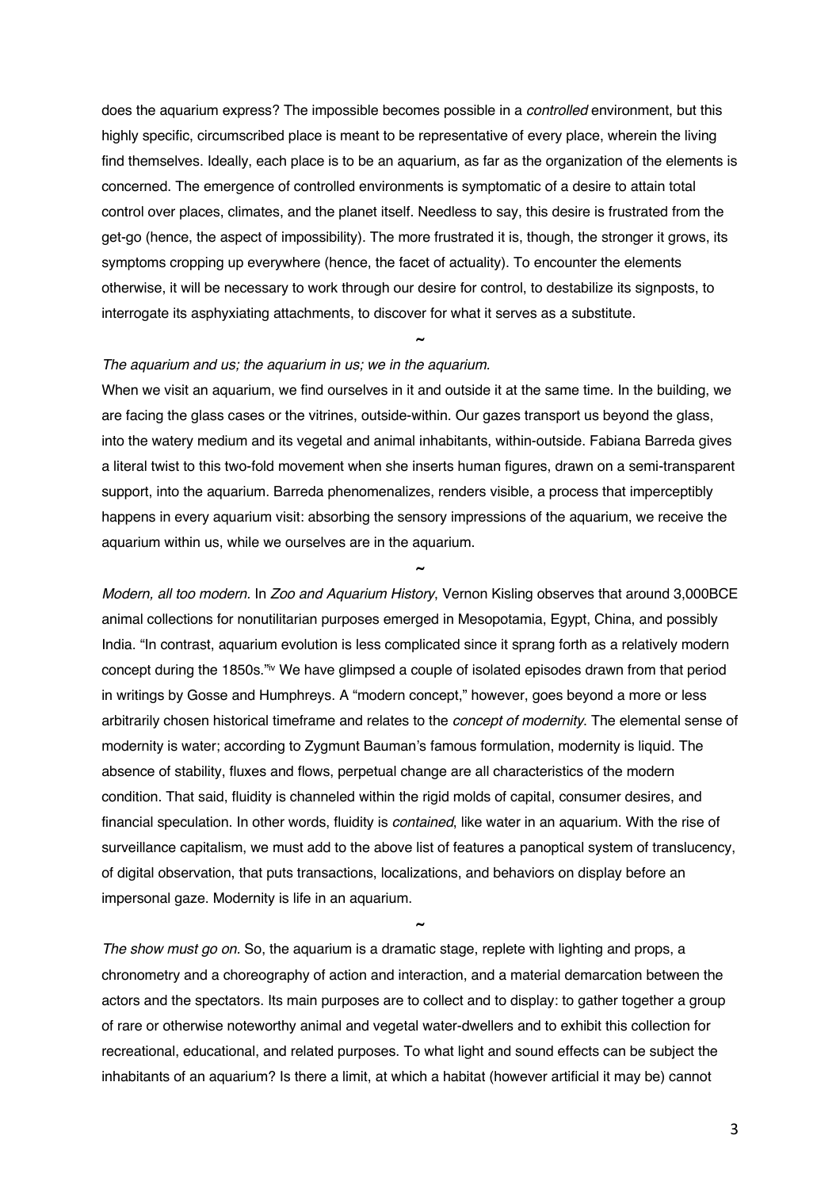does the aquarium express? The impossible becomes possible in a *controlled* environment, but this highly specific, circumscribed place is meant to be representative of every place, wherein the living find themselves. Ideally, each place is to be an aquarium, as far as the organization of the elements is concerned. The emergence of controlled environments is symptomatic of a desire to attain total control over places, climates, and the planet itself. Needless to say, this desire is frustrated from the get-go (hence, the aspect of impossibility). The more frustrated it is, though, the stronger it grows, its symptoms cropping up everywhere (hence, the facet of actuality). To encounter the elements otherwise, it will be necessary to work through our desire for control, to destabilize its signposts, to interrogate its asphyxiating attachments, to discover for what it serves as a substitute.

~

*The aquarium and us; the aquarium in us; we in the aquarium.*

When we visit an aquarium, we find ourselves in it and outside it at the same time. In the building, we are facing the glass cases or the vitrines, outside-within. Our gazes transport us beyond the glass, into the watery medium and its vegetal and animal inhabitants, within-outside. Fabiana Barreda gives a literal twist to this two-fold movement when she inserts human figures, drawn on a semi-transparent support, into the aquarium. Barreda phenomenalizes, renders visible, a process that imperceptibly happens in every aquarium visit: absorbing the sensory impressions of the aquarium, we receive the aquarium within us, while we ourselves are in the aquarium.

~

*Modern, all too modern.* In *Zoo and Aquarium History*, Vernon Kisling observes that around 3,000BCE animal collections for nonutilitarian purposes emerged in Mesopotamia, Egypt, China, and possibly India. "In contrast, aquarium evolution is less complicated since it sprang forth as a relatively modern concept during the 1850s."[iv] We have glimpsed a couple of isolated episodes drawn from that period in writings by Gosse and Humphreys. A "modern concept," however, goes beyond a more or less arbitrarily chosen historical timeframe and relates to the *concept of modernity*. The elemental sense of modernity is water; according to Zygmunt Bauman's famous formulation, modernity is liquid. The absence of stability, fluxes and flows, perpetual change are all characteristics of the modern condition. That said, fluidity is channeled within the rigid molds of capital, consumer desires, and financial speculation. In other words, fluidity is *contained*, like water in an aquarium. With the rise of surveillance capitalism, we must add to the above list of features a panoptical system of translucency, of digital observation, that puts transactions, localizations, and behaviors on display before an impersonal gaze. Modernity is life in an aquarium.

~

*The show must go on.* So, the aquarium is a dramatic stage, replete with lighting and props, a chronometry and a choreography of action and interaction, and a material demarcation between the actors and the spectators. Its main purposes are to collect and to display: to gather together a group of rare or otherwise noteworthy animal and vegetal water-dwellers and to exhibit this collection for recreational, educational, and related purposes. To what light and sound effects can be subject the inhabitants of an aquarium? Is there a limit, at which a habitat (however artificial it may be) cannot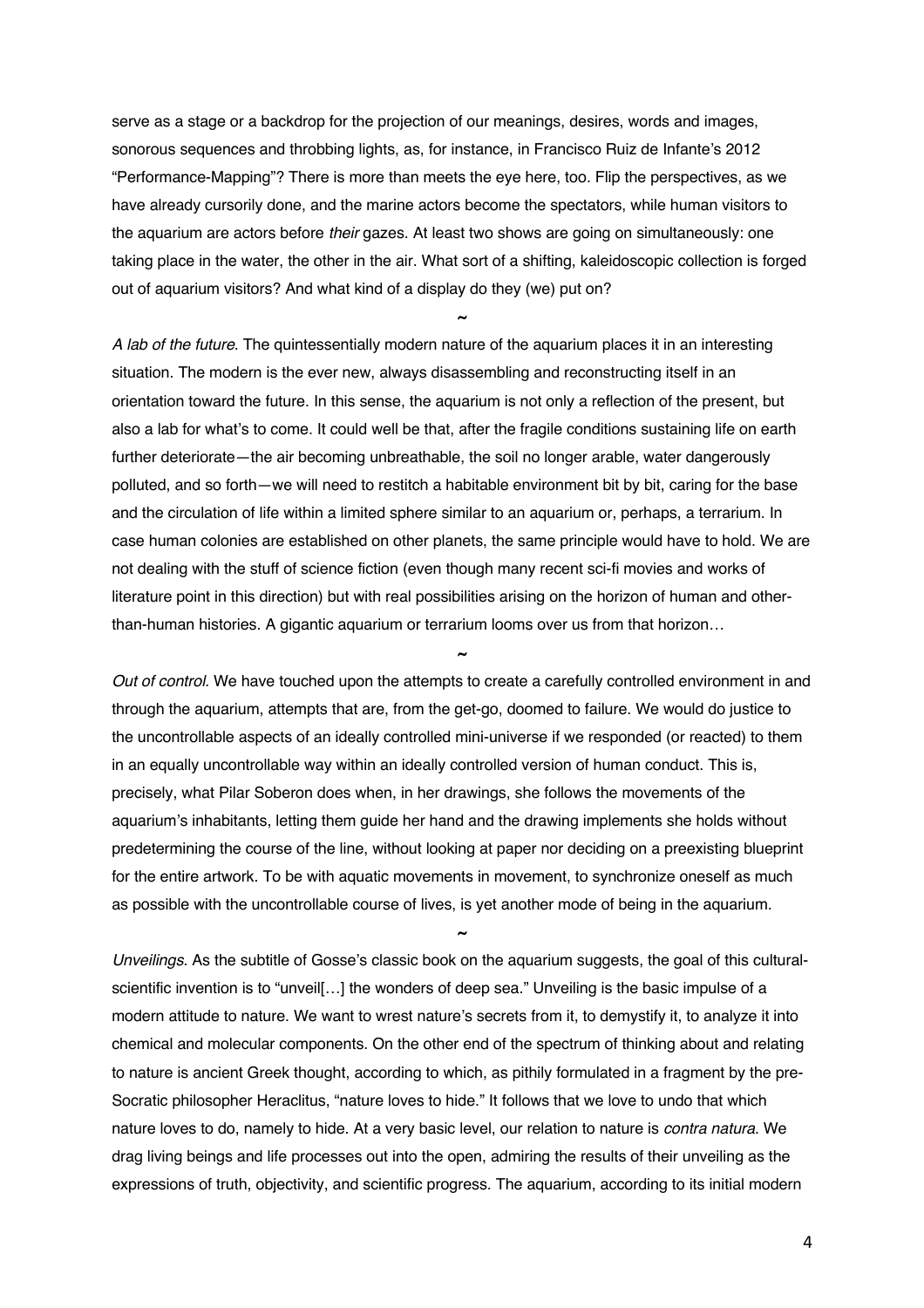serve as a stage or a backdrop for the projection of our meanings, desires, words and images, sonorous sequences and throbbing lights, as, for instance, in Francisco Ruiz de Infante's 2012 "Performance-Mapping"? There is more than meets the eye here, too. Flip the perspectives, as we have already cursorily done, and the marine actors become the spectators, while human visitors to the aquarium are actors before *their* gazes. At least two shows are going on simultaneously: one taking place in the water, the other in the air. What sort of a shifting, kaleidoscopic collection is forged out of aquarium visitors? And what kind of a display do they (we) put on?

~

*A lab of the future*. The quintessentially modern nature of the aquarium places it in an interesting situation. The modern is the ever new, always disassembling and reconstructing itself in an orientation toward the future. In this sense, the aquarium is not only a reflection of the present, but also a lab for what's to come. It could well be that, after the fragile conditions sustaining life on earth further deteriorate—the air becoming unbreathable, the soil no longer arable, water dangerously polluted, and so forth—we will need to restitch a habitable environment bit by bit, caring for the base and the circulation of life within a limited sphere similar to an aquarium or, perhaps, a terrarium. In case human colonies are established on other planets, the same principle would have to hold. We are not dealing with the stuff of science fiction (even though many recent sci-fi movies and works of literature point in this direction) but with real possibilities arising on the horizon of human and other-than-human histories. A gigantic aquarium or terrarium looms over us from that horizon…

~

*Out of control.* We have touched upon the attempts to create a carefully controlled environment in and through the aquarium, attempts that are, from the get-go, doomed to failure. We would do justice to the uncontrollable aspects of an ideally controlled mini-universe if we responded (or reacted) to them in an equally uncontrollable way within an ideally controlled version of human conduct. This is, precisely, what Pilar Soberon does when, in her drawings, she follows the movements of the aquarium's inhabitants, letting them guide her hand and the drawing implements she holds without predetermining the course of the line, without looking at paper nor deciding on a preexisting blueprint for the entire artwork. To be with aquatic movements in movement, to synchronize oneself as much as possible with the uncontrollable course of lives, is yet another mode of being in the aquarium.

~

*Unveilings.* As the subtitle of Gosse's classic book on the aquarium suggests, the goal of this cultural-scientific invention is to "unveil[…] the wonders of deep sea." Unveiling is the basic impulse of a modern attitude to nature. We want to wrest nature's secrets from it, to demystify it, to analyze it into chemical and molecular components. On the other end of the spectrum of thinking about and relating to nature is ancient Greek thought, according to which, as pithily formulated in a fragment by the pre-Socratic philosopher Heraclitus, "nature loves to hide." It follows that we love to undo that which nature loves to do, namely to hide. At a very basic level, our relation to nature is *contra natura*. We drag living beings and life processes out into the open, admiring the results of their unveiling as the expressions of truth, objectivity, and scientific progress. The aquarium, according to its initial modern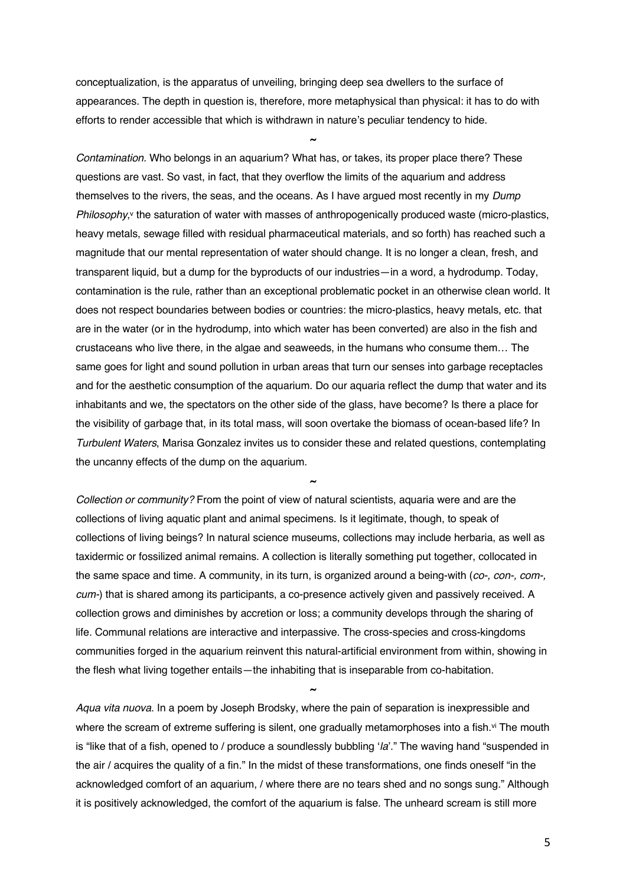conceptualization, is the apparatus of unveiling, bringing deep sea dwellers to the surface of appearances. The depth in question is, therefore, more metaphysical than physical: it has to do with efforts to render accessible that which is withdrawn in nature's peculiar tendency to hide.

~

*Contamination.* Who belongs in an aquarium? What has, or takes, its proper place there? These questions are vast. So vast, in fact, that they overflow the limits of the aquarium and address themselves to the rivers, the seas, and the oceans. As I have argued most recently in my *Dump Philosophy*,[v] the saturation of water with masses of anthropogenically produced waste (micro-plastics, heavy metals, sewage filled with residual pharmaceutical materials, and so forth) has reached such a magnitude that our mental representation of water should change. It is no longer a clean, fresh, and transparent liquid, but a dump for the byproducts of our industries—in a word, a hydrodump. Today, contamination is the rule, rather than an exceptional problematic pocket in an otherwise clean world. It does not respect boundaries between bodies or countries: the micro-plastics, heavy metals, etc. that are in the water (or in the hydrodump, into which water has been converted) are also in the fish and crustaceans who live there, in the algae and seaweeds, in the humans who consume them… The same goes for light and sound pollution in urban areas that turn our senses into garbage receptacles and for the aesthetic consumption of the aquarium. Do our aquaria reflect the dump that water and its inhabitants and we, the spectators on the other side of the glass, have become? Is there a place for the visibility of garbage that, in its total mass, will soon overtake the biomass of ocean-based life? In *Turbulent Waters*, Marisa Gonzalez invites us to consider these and related questions, contemplating the uncanny effects of the dump on the aquarium.

~

*Collection or community?* From the point of view of natural scientists, aquaria were and are the collections of living aquatic plant and animal specimens. Is it legitimate, though, to speak of collections of living beings? In natural science museums, collections may include herbaria, as well as taxidermic or fossilized animal remains. A collection is literally something put together, collocated in the same space and time. A community, in its turn, is organized around a being-with (*co-, con-, com-, cum-*) that is shared among its participants, a co-presence actively given and passively received. A collection grows and diminishes by accretion or loss; a community develops through the sharing of life. Communal relations are interactive and interpassive. The cross-species and cross-kingdoms communities forged in the aquarium reinvent this natural-artificial environment from within, showing in the flesh what living together entails—the inhabiting that is inseparable from co-habitation.

~

*Aqua vita nuova*. In a poem by Joseph Brodsky, where the pain of separation is inexpressible and where the scream of extreme suffering is silent, one gradually metamorphoses into a fish.[vi] The mouth is "like that of a fish, opened to / produce a soundlessly bubbling '*la*'." The waving hand "suspended in the air / acquires the quality of a fin." In the midst of these transformations, one finds oneself "in the acknowledged comfort of an aquarium, / where there are no tears shed and no songs sung." Although it is positively acknowledged, the comfort of the aquarium is false. The unheard scream is still more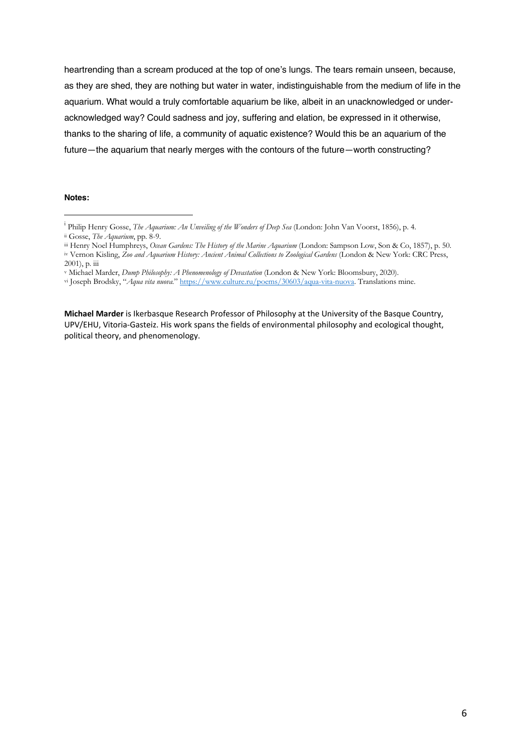heartrending than a scream produced at the top of one's lungs. The tears remain unseen, because, as they are shed, they are nothing but water in water, indistinguishable from the medium of life in the aquarium. What would a truly comfortable aquarium be like, albeit in an unacknowledged or under-acknowledged way? Could sadness and joy, suffering and elation, be expressed in it otherwise, thanks to the sharing of life, a community of aquatic existence? Would this be an aquarium of the future—the aquarium that nearly merges with the contours of the future—worth constructing?

**Notes:**

[i] Philip Henry Gosse, *The Aquarium: An Unveiling of the Wonders of Deep Sea* (London: John Van Voorst, 1856), p. 4.

[ii] Gosse, *The Aquarium*, pp. 8-9.

[iii] Henry Noel Humphreys, *Ocean Gardens: The History of the Marine Aquarium* (London: Sampson Low, Son & Co, 1857), p. 50.

[iv] Vernon Kisling, *Zoo and Aquarium History: Ancient Animal Collections to Zoological Gardens* (London & New York: CRC Press, 2001), p. iii

[v] Michael Marder, *Dump Philosophy: A Phenomenology of Devastation* (London & New York: Bloomsbury, 2020).

[vi] Joseph Brodsky, "*Aqua vita nuova.*" https://www.culture.ru/poems/30603/aqua-vita-nuova. Translations mine.

**Michael Marder** is Ikerbasque Research Professor of Philosophy at the University of the Basque Country, UPV/EHU, Vitoria-Gasteiz. His work spans the fields of environmental philosophy and ecological thought, political theory, and phenomenology.